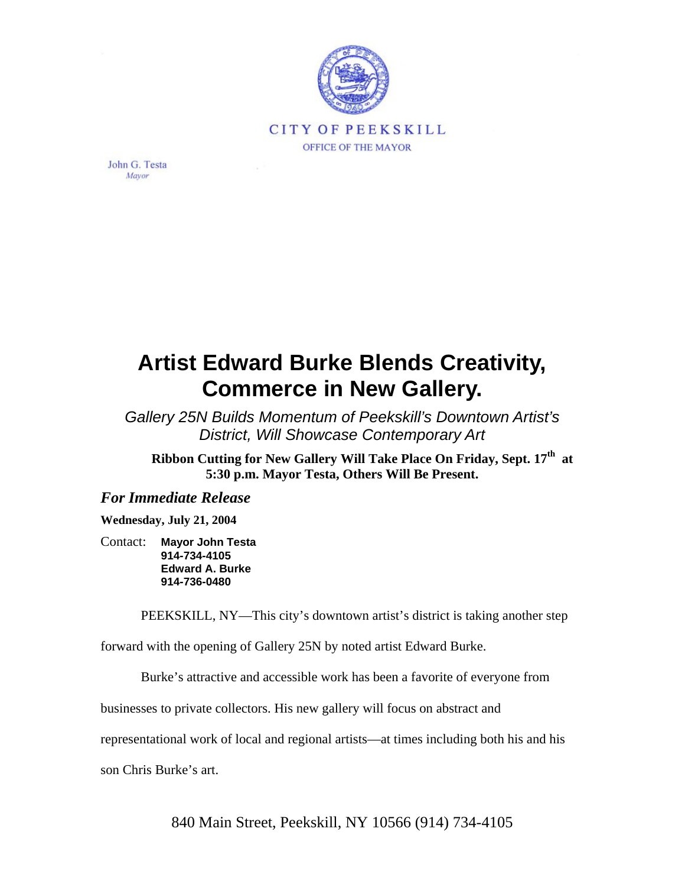CITY OF PEEKSKILL

OFFICE OF THE MAYOR

John G. Testa
*Mayor*

# Artist Edward Burke Blends Creativity, Commerce in New Gallery.

*Gallery 25N Builds Momentum of Peekskill's Downtown Artist's District, Will Showcase Contemporary Art*

**Ribbon Cutting for New Gallery Will Take Place On Friday, Sept. 17th at 5:30 p.m. Mayor Testa, Others Will Be Present.**

***For Immediate Release***

**Wednesday, July 21, 2004**

Contact: **Mayor John Testa**
**914-734-4105**
**Edward A. Burke**
**914-736-0480**

PEEKSKILL, NY—This city's downtown artist's district is taking another step forward with the opening of Gallery 25N by noted artist Edward Burke.

Burke's attractive and accessible work has been a favorite of everyone from businesses to private collectors. His new gallery will focus on abstract and representational work of local and regional artists—at times including both his and his son Chris Burke's art.

840 Main Street, Peekskill, NY 10566 (914) 734-4105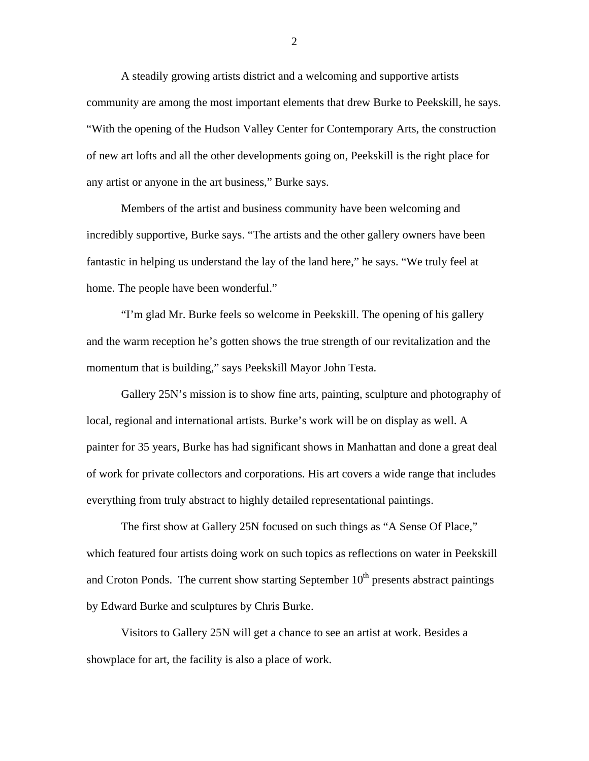A steadily growing artists district and a welcoming and supportive artists community are among the most important elements that drew Burke to Peekskill, he says. "With the opening of the Hudson Valley Center for Contemporary Arts, the construction of new art lofts and all the other developments going on, Peekskill is the right place for any artist or anyone in the art business," Burke says.

Members of the artist and business community have been welcoming and incredibly supportive, Burke says. "The artists and the other gallery owners have been fantastic in helping us understand the lay of the land here," he says. "We truly feel at home. The people have been wonderful."

"I'm glad Mr. Burke feels so welcome in Peekskill. The opening of his gallery and the warm reception he's gotten shows the true strength of our revitalization and the momentum that is building," says Peekskill Mayor John Testa.

Gallery 25N's mission is to show fine arts, painting, sculpture and photography of local, regional and international artists. Burke's work will be on display as well. A painter for 35 years, Burke has had significant shows in Manhattan and done a great deal of work for private collectors and corporations. His art covers a wide range that includes everything from truly abstract to highly detailed representational paintings.

The first show at Gallery 25N focused on such things as "A Sense Of Place," which featured four artists doing work on such topics as reflections on water in Peekskill and Croton Ponds. The current show starting September 10th presents abstract paintings by Edward Burke and sculptures by Chris Burke.

Visitors to Gallery 25N will get a chance to see an artist at work. Besides a showplace for art, the facility is also a place of work.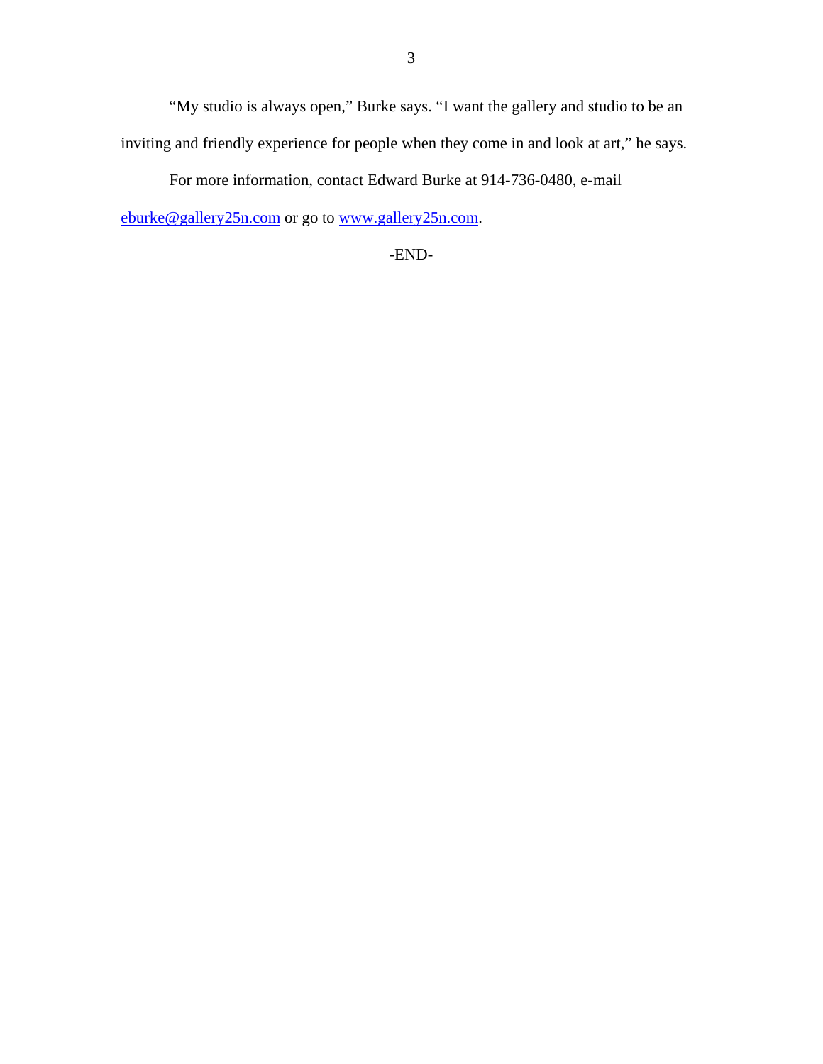"My studio is always open," Burke says. "I want the gallery and studio to be an inviting and friendly experience for people when they come in and look at art," he says.

For more information, contact Edward Burke at 914-736-0480, e-mail eburke@gallery25n.com or go to www.gallery25n.com.

-END-